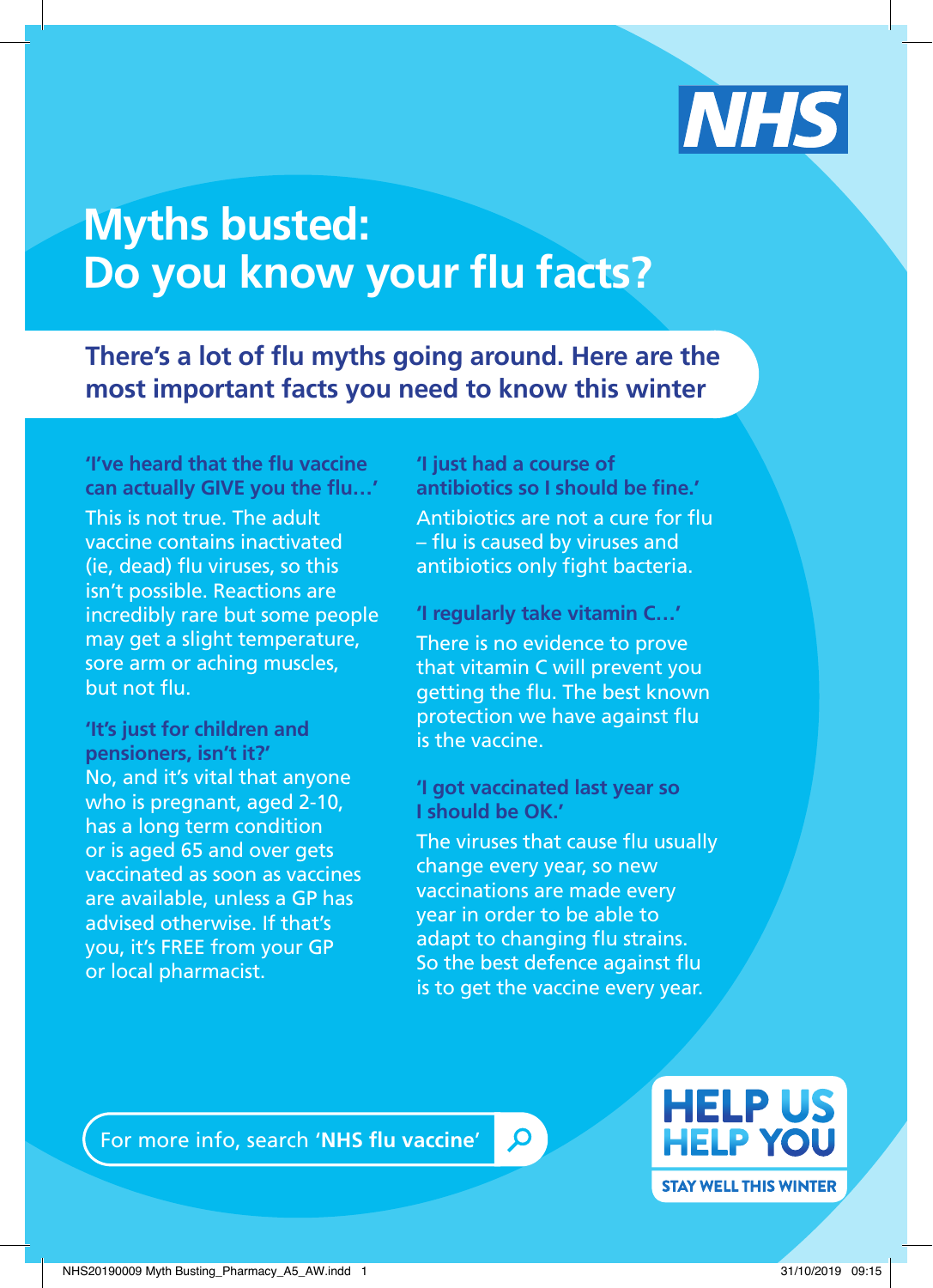NHS

# Myths busted: Do you know your flu facts?

## There's a lot of flu myths going around. Here are the most important facts you need to know this winter

**'I've heard that the flu vaccine can actually GIVE you the flu…'**

This is not true. The adult vaccine contains inactivated (ie, dead) flu viruses, so this isn't possible. Reactions are incredibly rare but some people may get a slight temperature, sore arm or aching muscles, but not flu.

**'It's just for children and pensioners, isn't it?'**

No, and it's vital that anyone who is pregnant, aged 2-10, has a long term condition or is aged 65 and over gets vaccinated as soon as vaccines are available, unless a GP has advised otherwise. If that's you, it's FREE from your GP or local pharmacist.

**'I just had a course of antibiotics so I should be fine.'**

Antibiotics are not a cure for flu – flu is caused by viruses and antibiotics only fight bacteria.

**'I regularly take vitamin C…'**

There is no evidence to prove that vitamin C will prevent you getting the flu. The best known protection we have against flu is the vaccine.

**'I got vaccinated last year so I should be OK.'**

The viruses that cause flu usually change every year, so new vaccinations are made every year in order to be able to adapt to changing flu strains. So the best defence against flu is to get the vaccine every year.

For more info, search '**NHS flu vaccine**'

**HELP US HELP YOU**

**STAY WELL THIS WINTER**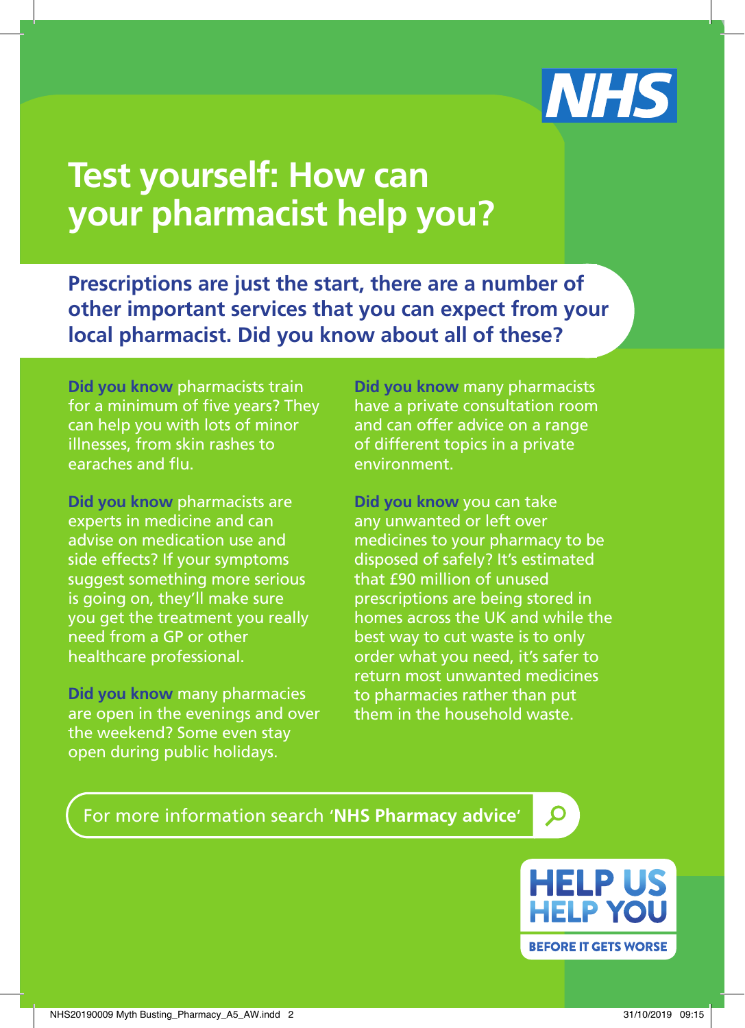NHS

# Test yourself: How can your pharmacist help you?

**Prescriptions are just the start, there are a number of other important services that you can expect from your local pharmacist. Did you know about all of these?**

**Did you know** pharmacists train for a minimum of five years? They can help you with lots of minor illnesses, from skin rashes to earaches and flu.

**Did you know** pharmacists are experts in medicine and can advise on medication use and side effects? If your symptoms suggest something more serious is going on, they'll make sure you get the treatment you really need from a GP or other healthcare professional.

**Did you know** many pharmacies are open in the evenings and over the weekend? Some even stay open during public holidays.

**Did you know** many pharmacists have a private consultation room and can offer advice on a range of different topics in a private environment.

**Did you know** you can take any unwanted or left over medicines to your pharmacy to be disposed of safely? It's estimated that £90 million of unused prescriptions are being stored in homes across the UK and while the best way to cut waste is to only order what you need, it's safer to return most unwanted medicines to pharmacies rather than put them in the household waste.

For more information search '**NHS Pharmacy advice**'

HELP US HELP YOU

BEFORE IT GETS WORSE